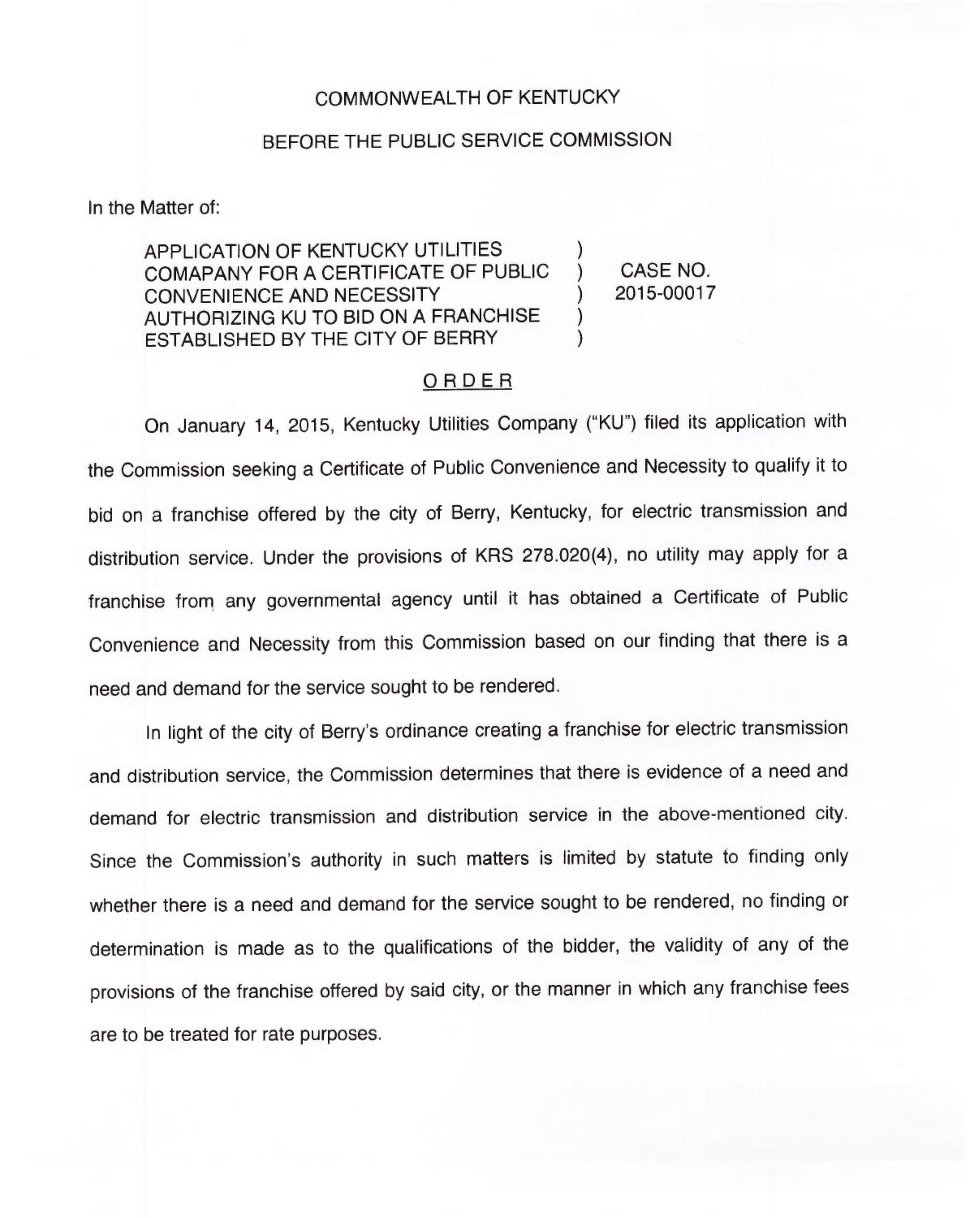COMMONWEALTH OF KENTUCKY

BEFORE THE PUBLIC SERVICE COMMISSION

In the Matter of:

| | | |
|---|---|---|
| APPLICATION OF KENTUCKY UTILITIES COMAPANY FOR A CERTIFICATE OF PUBLIC CONVENIENCE AND NECESSITY AUTHORIZING KU TO BID ON A FRANCHISE ESTABLISHED BY THE CITY OF BERRY | ) ) ) ) ) | CASE NO. 2015-00017 |

ORDER

On January 14, 2015, Kentucky Utilities Company ("KU") filed its application with the Commission seeking a Certificate of Public Convenience and Necessity to qualify it to bid on a franchise offered by the city of Berry, Kentucky, for electric transmission and distribution service. Under the provisions of KRS 278.020(4), no utility may apply for a franchise from any governmental agency until it has obtained a Certificate of Public Convenience and Necessity from this Commission based on our finding that there is a need and demand for the service sought to be rendered.

In light of the city of Berry's ordinance creating a franchise for electric transmission and distribution service, the Commission determines that there is evidence of a need and demand for electric transmission and distribution service in the above-mentioned city. Since the Commission's authority in such matters is limited by statute to finding only whether there is a need and demand for the service sought to be rendered, no finding or determination is made as to the qualifications of the bidder, the validity of any of the provisions of the franchise offered by said city, or the manner in which any franchise fees are to be treated for rate purposes.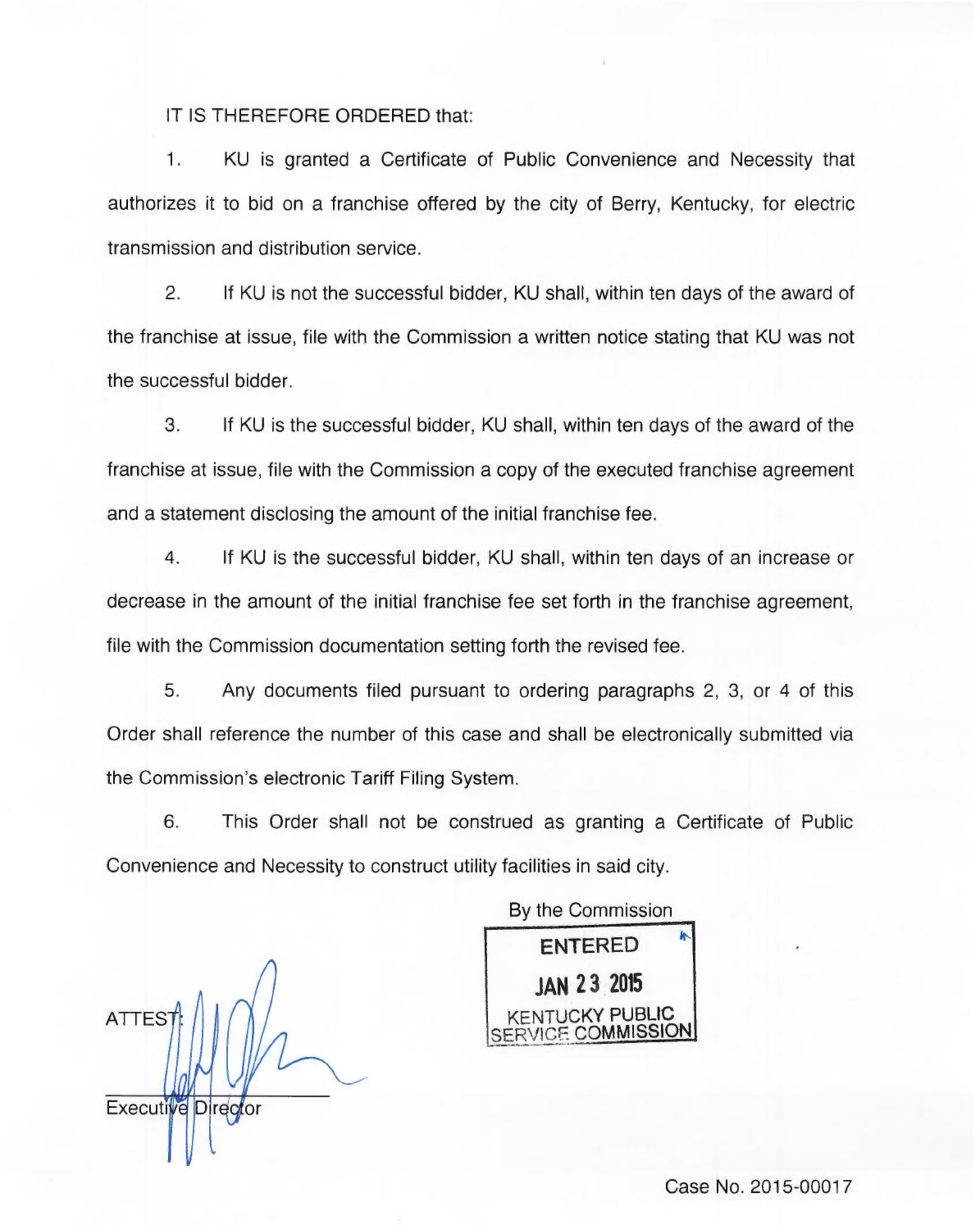IT IS THEREFORE ORDERED that:

1. KU is granted a Certificate of Public Convenience and Necessity that authorizes it to bid on a franchise offered by the city of Berry, Kentucky, for electric transmission and distribution service.

2. If KU is not the successful bidder, KU shall, within ten days of the award of the franchise at issue, file with the Commission a written notice stating that KU was not the successful bidder.

3. If KU is the successful bidder, KU shall, within ten days of the award of the franchise at issue, file with the Commission a copy of the executed franchise agreement and a statement disclosing the amount of the initial franchise fee.

4. If KU is the successful bidder, KU shall, within ten days of an increase or decrease in the amount of the initial franchise fee set forth in the franchise agreement, file with the Commission documentation setting forth the revised fee.

5. Any documents filed pursuant to ordering paragraphs 2, 3, or 4 of this Order shall reference the number of this case and shall be electronically submitted via the Commission's electronic Tariff Filing System.

6. This Order shall not be construed as granting a Certificate of Public Convenience and Necessity to construct utility facilities in said city.

By the Commission

ENTERED

JAN 23 2015

KENTUCKY PUBLIC SERVICE COMMISSION

ATTEST:

Executive Director

Case No. 2015-00017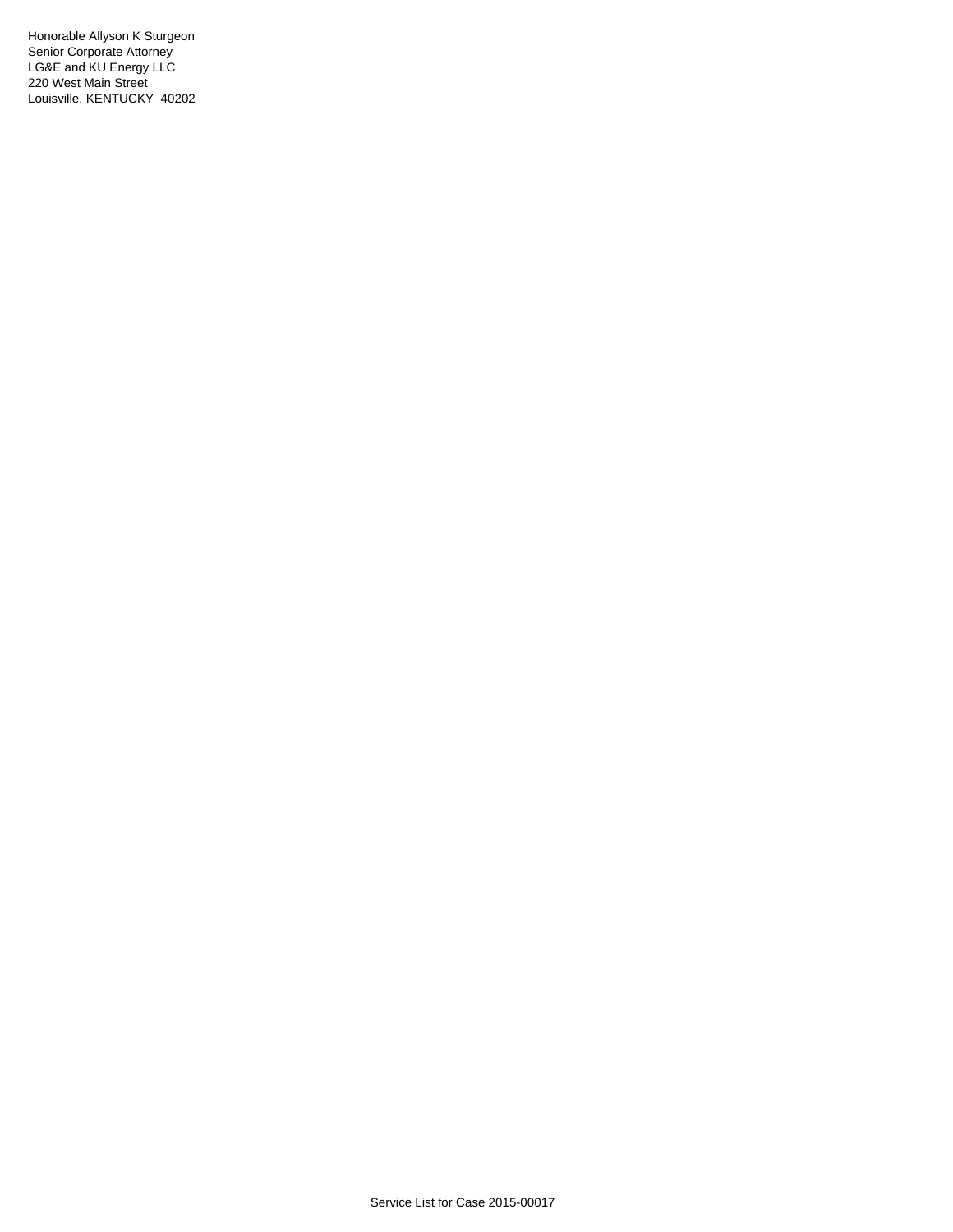Honorable Allyson K Sturgeon
Senior Corporate Attorney
LG&E and KU Energy LLC
220 West Main Street
Louisville, KENTUCKY  40202